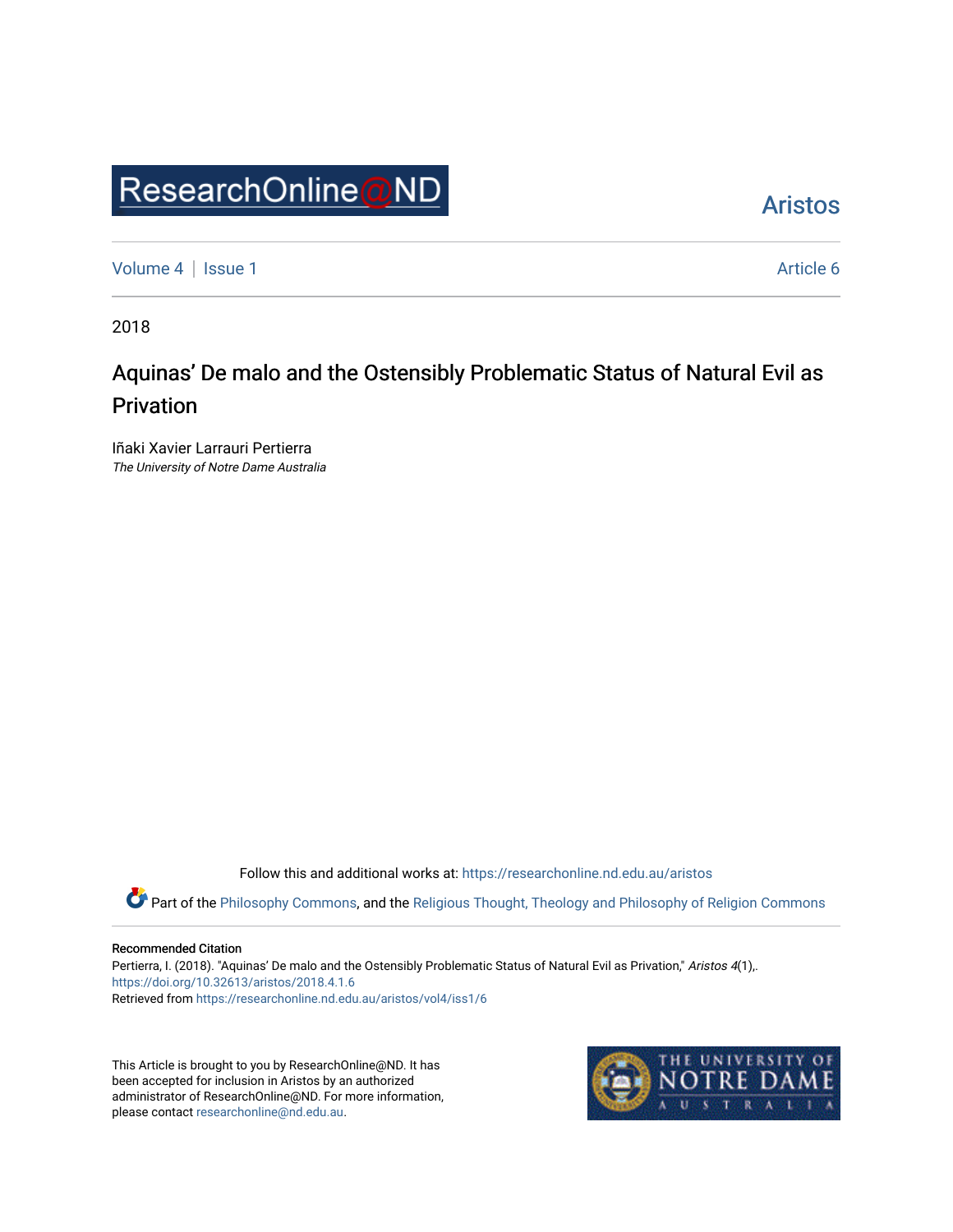ResearchOnline@ND

Aristos

Volume 4 | Issue 1

Article 6

2018

# Aquinas' De malo and the Ostensibly Problematic Status of Natural Evil as Privation

Iñaki Xavier Larrauri Pertierra
*The University of Notre Dame Australia*

Follow this and additional works at: https://researchonline.nd.edu.au/aristos

Part of the Philosophy Commons, and the Religious Thought, Theology and Philosophy of Religion Commons

**Recommended Citation**
Pertierra, I. (2018). "Aquinas' De malo and the Ostensibly Problematic Status of Natural Evil as Privation," *Aristos 4*(1),.
https://doi.org/10.32613/aristos/2018.4.1.6
Retrieved from https://researchonline.nd.edu.au/aristos/vol4/iss1/6

This Article is brought to you by ResearchOnline@ND. It has been accepted for inclusion in Aristos by an authorized administrator of ResearchOnline@ND. For more information, please contact researchonline@nd.edu.au.

THE UNIVERSITY OF NOTRE DAME AUSTRALIA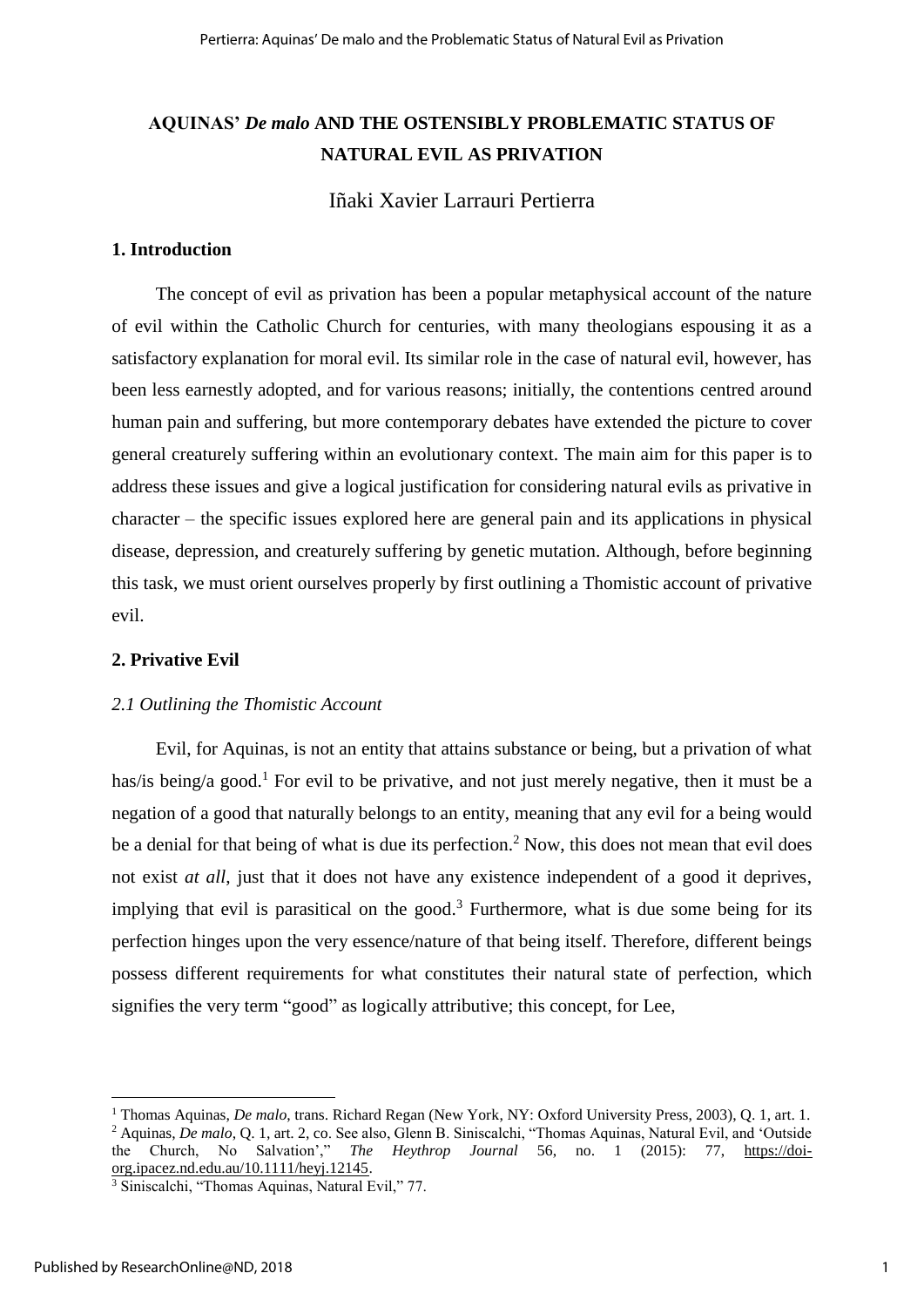# AQUINAS' *De malo* AND THE OSTENSIBLY PROBLEMATIC STATUS OF NATURAL EVIL AS PRIVATION

Iñaki Xavier Larrauri Pertierra

## 1. Introduction

The concept of evil as privation has been a popular metaphysical account of the nature of evil within the Catholic Church for centuries, with many theologians espousing it as a satisfactory explanation for moral evil. Its similar role in the case of natural evil, however, has been less earnestly adopted, and for various reasons; initially, the contentions centred around human pain and suffering, but more contemporary debates have extended the picture to cover general creaturely suffering within an evolutionary context. The main aim for this paper is to address these issues and give a logical justification for considering natural evils as privative in character – the specific issues explored here are general pain and its applications in physical disease, depression, and creaturely suffering by genetic mutation. Although, before beginning this task, we must orient ourselves properly by first outlining a Thomistic account of privative evil.

## 2. Privative Evil

### *2.1 Outlining the Thomistic Account*

Evil, for Aquinas, is not an entity that attains substance or being, but a privation of what has/is being/a good.[1] For evil to be privative, and not just merely negative, then it must be a negation of a good that naturally belongs to an entity, meaning that any evil for a being would be a denial for that being of what is due its perfection.[2] Now, this does not mean that evil does not exist *at all*, just that it does not have any existence independent of a good it deprives, implying that evil is parasitical on the good.[3] Furthermore, what is due some being for its perfection hinges upon the very essence/nature of that being itself. Therefore, different beings possess different requirements for what constitutes their natural state of perfection, which signifies the very term "good" as logically attributive; this concept, for Lee,

---

[1] Thomas Aquinas, *De malo*, trans. Richard Regan (New York, NY: Oxford University Press, 2003), Q. 1, art. 1.

[2] Aquinas, *De malo*, Q. 1, art. 2, co. See also, Glenn B. Siniscalchi, "Thomas Aquinas, Natural Evil, and 'Outside the Church, No Salvation'," *The Heythrop Journal* 56, no. 1 (2015): 77, https://doi-org.ipacez.nd.edu.au/10.1111/heyj.12145.

[3] Siniscalchi, "Thomas Aquinas, Natural Evil," 77.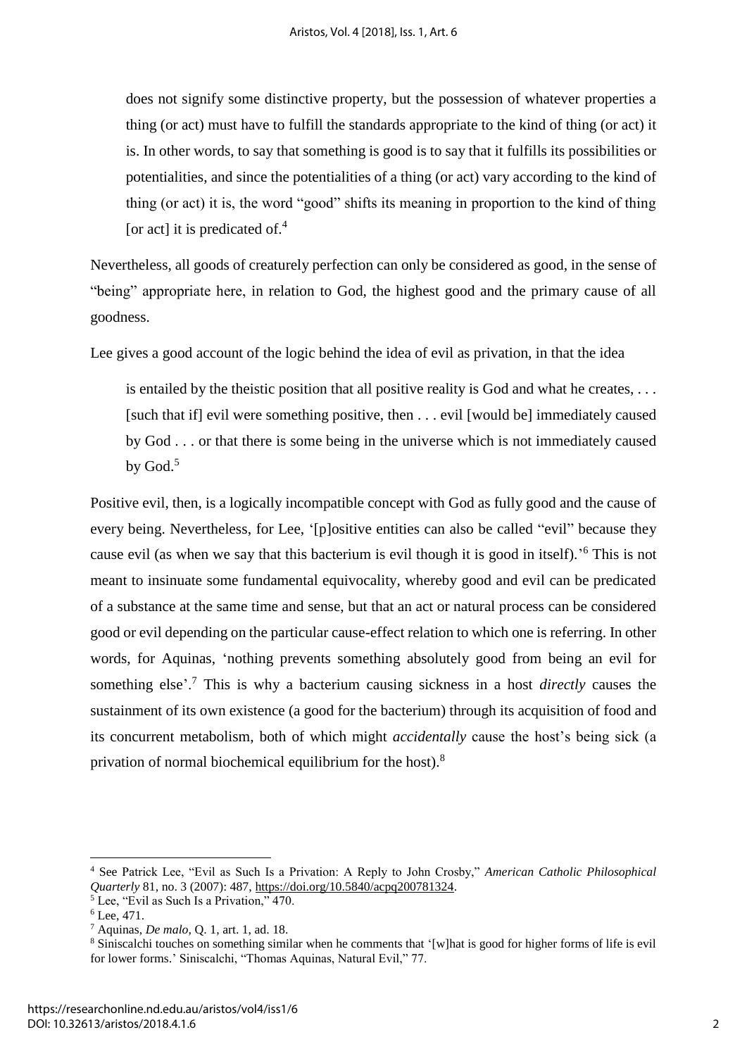> does not signify some distinctive property, but the possession of whatever properties a thing (or act) must have to fulfill the standards appropriate to the kind of thing (or act) it is. In other words, to say that something is good is to say that it fulfills its possibilities or potentialities, and since the potentialities of a thing (or act) vary according to the kind of thing (or act) it is, the word "good" shifts its meaning in proportion to the kind of thing [or act] it is predicated of.[4]

Nevertheless, all goods of creaturely perfection can only be considered as good, in the sense of "being" appropriate here, in relation to God, the highest good and the primary cause of all goodness.

Lee gives a good account of the logic behind the idea of evil as privation, in that the idea

> is entailed by the theistic position that all positive reality is God and what he creates, . . . [such that if] evil were something positive, then . . . evil [would be] immediately caused by God . . . or that there is some being in the universe which is not immediately caused by God.[5]

Positive evil, then, is a logically incompatible concept with God as fully good and the cause of every being. Nevertheless, for Lee, '[p]ositive entities can also be called "evil" because they cause evil (as when we say that this bacterium is evil though it is good in itself).'[6] This is not meant to insinuate some fundamental equivocality, whereby good and evil can be predicated of a substance at the same time and sense, but that an act or natural process can be considered good or evil depending on the particular cause-effect relation to which one is referring. In other words, for Aquinas, 'nothing prevents something absolutely good from being an evil for something else'.[7] This is why a bacterium causing sickness in a host *directly* causes the sustainment of its own existence (a good for the bacterium) through its acquisition of food and its concurrent metabolism, both of which might *accidentally* cause the host's being sick (a privation of normal biochemical equilibrium for the host).[8]

---

[4] See Patrick Lee, "Evil as Such Is a Privation: A Reply to John Crosby," *American Catholic Philosophical Quarterly* 81, no. 3 (2007): 487, https://doi.org/10.5840/acpq200781324.

[5] Lee, "Evil as Such Is a Privation," 470.

[6] Lee, 471.

[7] Aquinas, *De malo*, Q. 1, art. 1, ad. 18.

[8] Siniscalchi touches on something similar when he comments that '[w]hat is good for higher forms of life is evil for lower forms.' Siniscalchi, "Thomas Aquinas, Natural Evil," 77.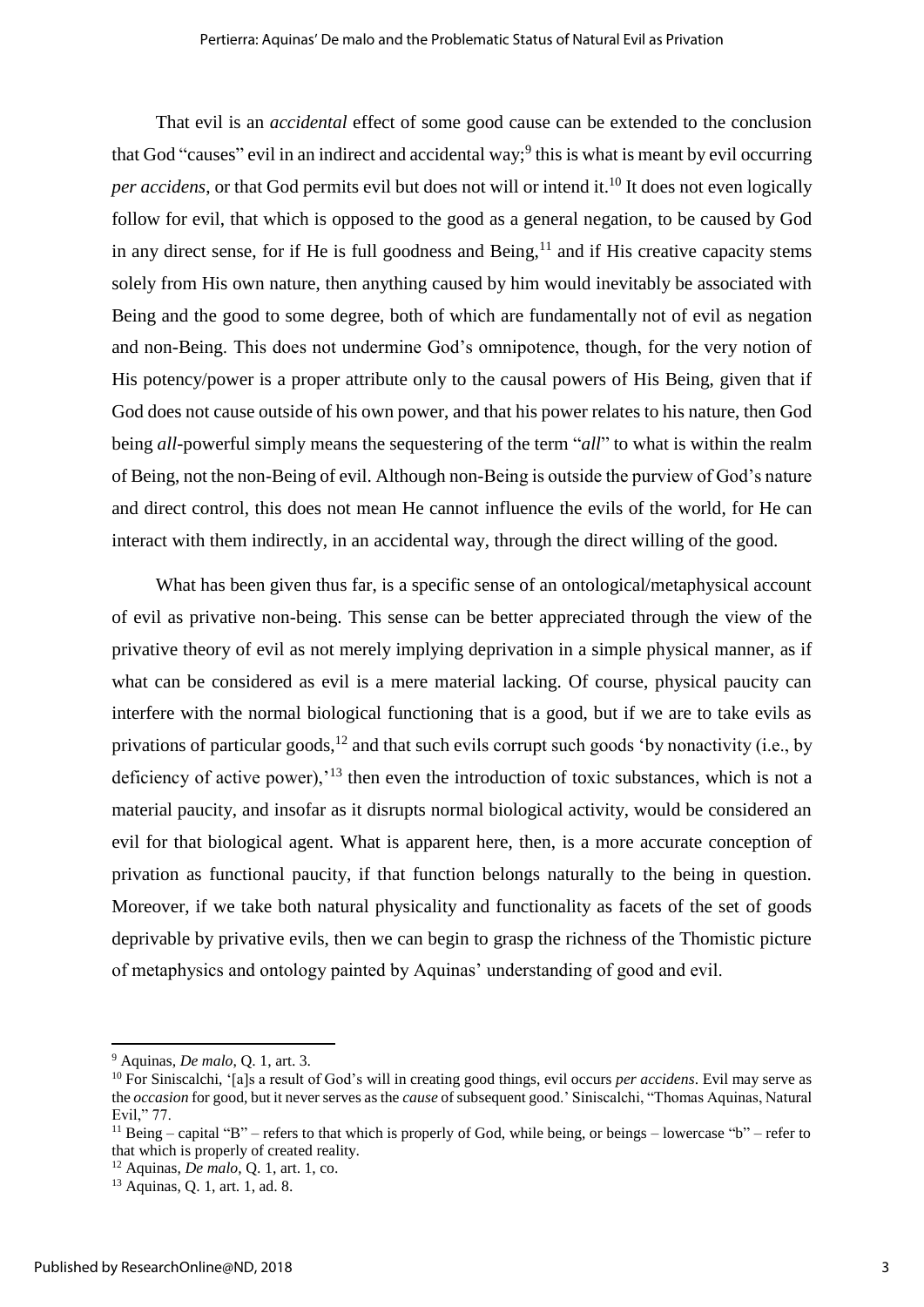That evil is an *accidental* effect of some good cause can be extended to the conclusion that God "causes" evil in an indirect and accidental way;[9] this is what is meant by evil occurring *per accidens*, or that God permits evil but does not will or intend it.[10] It does not even logically follow for evil, that which is opposed to the good as a general negation, to be caused by God in any direct sense, for if He is full goodness and Being,[11] and if His creative capacity stems solely from His own nature, then anything caused by him would inevitably be associated with Being and the good to some degree, both of which are fundamentally not of evil as negation and non-Being. This does not undermine God's omnipotence, though, for the very notion of His potency/power is a proper attribute only to the causal powers of His Being, given that if God does not cause outside of his own power, and that his power relates to his nature, then God being *all*-powerful simply means the sequestering of the term "*all*" to what is within the realm of Being, not the non-Being of evil. Although non-Being is outside the purview of God's nature and direct control, this does not mean He cannot influence the evils of the world, for He can interact with them indirectly, in an accidental way, through the direct willing of the good.

What has been given thus far, is a specific sense of an ontological/metaphysical account of evil as privative non-being. This sense can be better appreciated through the view of the privative theory of evil as not merely implying deprivation in a simple physical manner, as if what can be considered as evil is a mere material lacking. Of course, physical paucity can interfere with the normal biological functioning that is a good, but if we are to take evils as privations of particular goods,[12] and that such evils corrupt such goods 'by nonactivity (i.e., by deficiency of active power),'[13] then even the introduction of toxic substances, which is not a material paucity, and insofar as it disrupts normal biological activity, would be considered an evil for that biological agent. What is apparent here, then, is a more accurate conception of privation as functional paucity, if that function belongs naturally to the being in question. Moreover, if we take both natural physicality and functionality as facets of the set of goods deprivable by privative evils, then we can begin to grasp the richness of the Thomistic picture of metaphysics and ontology painted by Aquinas' understanding of good and evil.

---

[9] Aquinas, *De malo*, Q. 1, art. 3.

[10] For Siniscalchi, '[a]s a result of God's will in creating good things, evil occurs *per accidens*. Evil may serve as the *occasion* for good, but it never serves as the *cause* of subsequent good.' Siniscalchi, "Thomas Aquinas, Natural Evil," 77.

[11] Being – capital "B" – refers to that which is properly of God, while being, or beings – lowercase "b" – refer to that which is properly of created reality.

[12] Aquinas, *De malo*, Q. 1, art. 1, co.

[13] Aquinas, Q. 1, art. 1, ad. 8.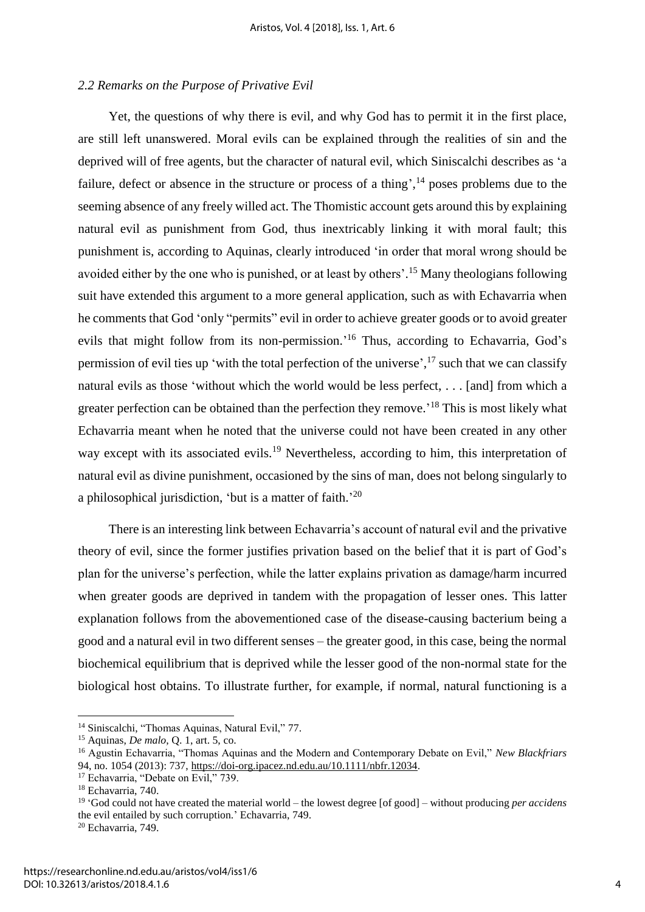### *2.2 Remarks on the Purpose of Privative Evil*

Yet, the questions of why there is evil, and why God has to permit it in the first place, are still left unanswered. Moral evils can be explained through the realities of sin and the deprived will of free agents, but the character of natural evil, which Siniscalchi describes as 'a failure, defect or absence in the structure or process of a thing',[14] poses problems due to the seeming absence of any freely willed act. The Thomistic account gets around this by explaining natural evil as punishment from God, thus inextricably linking it with moral fault; this punishment is, according to Aquinas, clearly introduced 'in order that moral wrong should be avoided either by the one who is punished, or at least by others'.[15] Many theologians following suit have extended this argument to a more general application, such as with Echavarria when he comments that God 'only "permits" evil in order to achieve greater goods or to avoid greater evils that might follow from its non-permission.'[16] Thus, according to Echavarria, God's permission of evil ties up 'with the total perfection of the universe',[17] such that we can classify natural evils as those 'without which the world would be less perfect, . . . [and] from which a greater perfection can be obtained than the perfection they remove.'[18] This is most likely what Echavarria meant when he noted that the universe could not have been created in any other way except with its associated evils.[19] Nevertheless, according to him, this interpretation of natural evil as divine punishment, occasioned by the sins of man, does not belong singularly to a philosophical jurisdiction, 'but is a matter of faith.'[20]

There is an interesting link between Echavarria's account of natural evil and the privative theory of evil, since the former justifies privation based on the belief that it is part of God's plan for the universe's perfection, while the latter explains privation as damage/harm incurred when greater goods are deprived in tandem with the propagation of lesser ones. This latter explanation follows from the abovementioned case of the disease-causing bacterium being a good and a natural evil in two different senses – the greater good, in this case, being the normal biochemical equilibrium that is deprived while the lesser good of the non-normal state for the biological host obtains. To illustrate further, for example, if normal, natural functioning is a

---

[14] Siniscalchi, "Thomas Aquinas, Natural Evil," 77.

[15] Aquinas, *De malo*, Q. 1, art. 5, co.

[16] Agustin Echavarria, "Thomas Aquinas and the Modern and Contemporary Debate on Evil," *New Blackfriars* 94, no. 1054 (2013): 737, https://doi-org.ipacez.nd.edu.au/10.1111/nbfr.12034.

[17] Echavarria, "Debate on Evil," 739.

[18] Echavarria, 740.

[19] 'God could not have created the material world – the lowest degree [of good] – without producing *per accidens* the evil entailed by such corruption.' Echavarria, 749.

[20] Echavarria, 749.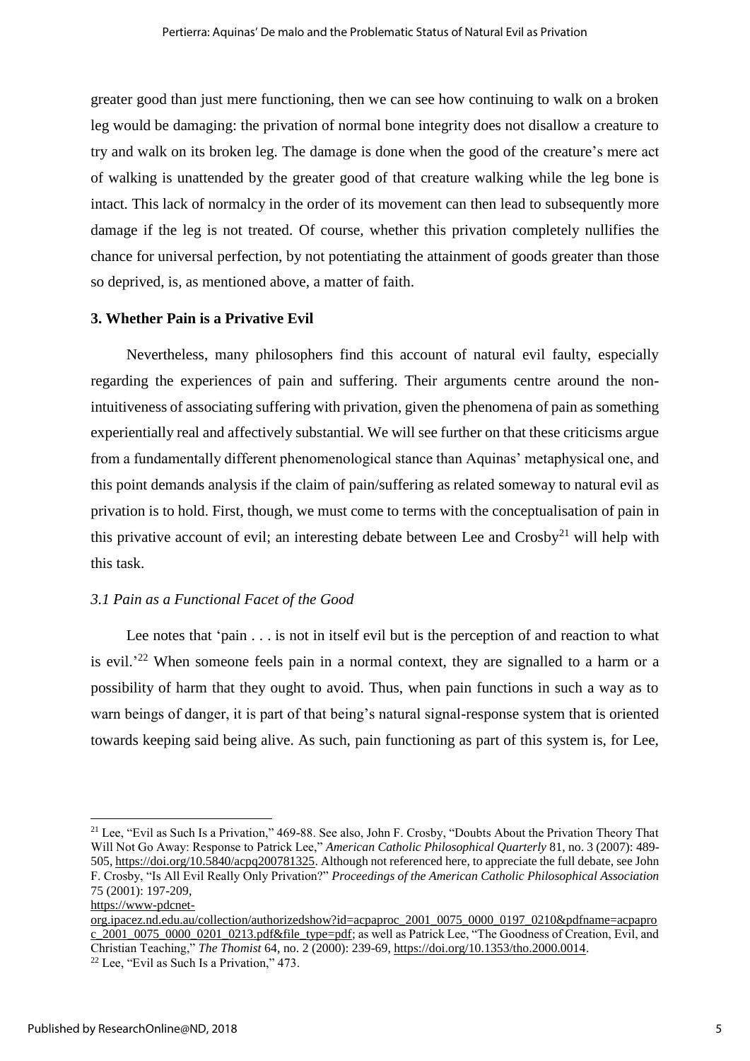greater good than just mere functioning, then we can see how continuing to walk on a broken leg would be damaging: the privation of normal bone integrity does not disallow a creature to try and walk on its broken leg. The damage is done when the good of the creature's mere act of walking is unattended by the greater good of that creature walking while the leg bone is intact. This lack of normalcy in the order of its movement can then lead to subsequently more damage if the leg is not treated. Of course, whether this privation completely nullifies the chance for universal perfection, by not potentiating the attainment of goods greater than those so deprived, is, as mentioned above, a matter of faith.

## 3. Whether Pain is a Privative Evil

Nevertheless, many philosophers find this account of natural evil faulty, especially regarding the experiences of pain and suffering. Their arguments centre around the non-intuitiveness of associating suffering with privation, given the phenomena of pain as something experientially real and affectively substantial. We will see further on that these criticisms argue from a fundamentally different phenomenological stance than Aquinas' metaphysical one, and this point demands analysis if the claim of pain/suffering as related someway to natural evil as privation is to hold. First, though, we must come to terms with the conceptualisation of pain in this privative account of evil; an interesting debate between Lee and Crosby[21] will help with this task.

### *3.1 Pain as a Functional Facet of the Good*

Lee notes that 'pain . . . is not in itself evil but is the perception of and reaction to what is evil.'[22] When someone feels pain in a normal context, they are signalled to a harm or a possibility of harm that they ought to avoid. Thus, when pain functions in such a way as to warn beings of danger, it is part of that being's natural signal-response system that is oriented towards keeping said being alive. As such, pain functioning as part of this system is, for Lee,

---

[21] Lee, "Evil as Such Is a Privation," 469-88. See also, John F. Crosby, "Doubts About the Privation Theory That Will Not Go Away: Response to Patrick Lee," *American Catholic Philosophical Quarterly* 81, no. 3 (2007): 489-505, https://doi.org/10.5840/acpq200781325. Although not referenced here, to appreciate the full debate, see John F. Crosby, "Is All Evil Really Only Privation?" *Proceedings of the American Catholic Philosophical Association* 75 (2001): 197-209, https://www-pdcnet-org.ipacez.nd.edu.au/collection/authorizedshow?id=acpaproc_2001_0075_0000_0197_0210&pdfname=acpaproc_2001_0075_0000_0201_0213.pdf&file_type=pdf; as well as Patrick Lee, "The Goodness of Creation, Evil, and Christian Teaching," *The Thomist* 64, no. 2 (2000): 239-69, https://doi.org/10.1353/tho.2000.0014.

[22] Lee, "Evil as Such Is a Privation," 473.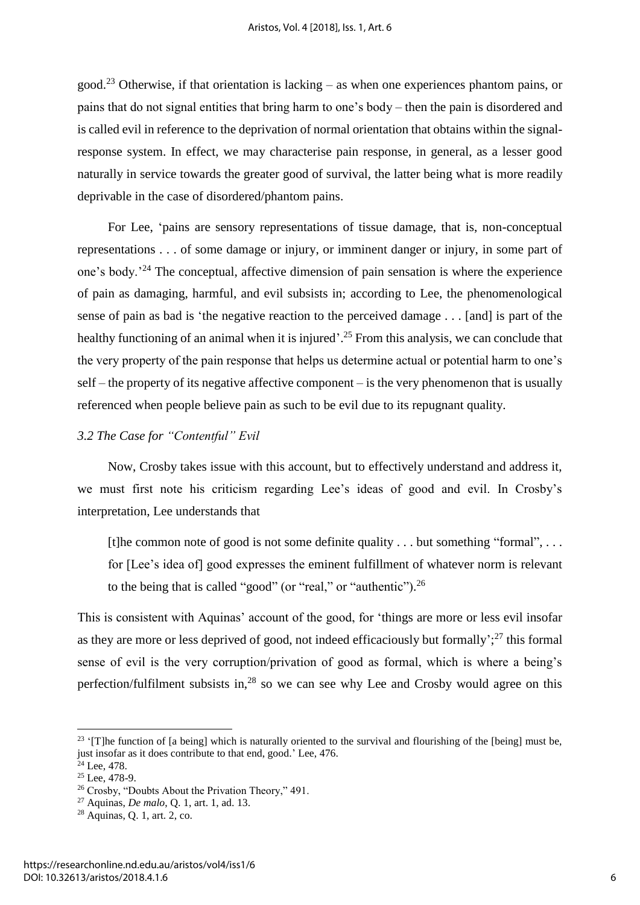good.[23] Otherwise, if that orientation is lacking – as when one experiences phantom pains, or pains that do not signal entities that bring harm to one's body – then the pain is disordered and is called evil in reference to the deprivation of normal orientation that obtains within the signal-response system. In effect, we may characterise pain response, in general, as a lesser good naturally in service towards the greater good of survival, the latter being what is more readily deprivable in the case of disordered/phantom pains.

For Lee, 'pains are sensory representations of tissue damage, that is, non-conceptual representations . . . of some damage or injury, or imminent danger or injury, in some part of one's body.'[24] The conceptual, affective dimension of pain sensation is where the experience of pain as damaging, harmful, and evil subsists in; according to Lee, the phenomenological sense of pain as bad is 'the negative reaction to the perceived damage . . . [and] is part of the healthy functioning of an animal when it is injured'.[25] From this analysis, we can conclude that the very property of the pain response that helps us determine actual or potential harm to one's self – the property of its negative affective component – is the very phenomenon that is usually referenced when people believe pain as such to be evil due to its repugnant quality.

### *3.2 The Case for "Contentful" Evil*

Now, Crosby takes issue with this account, but to effectively understand and address it, we must first note his criticism regarding Lee's ideas of good and evil. In Crosby's interpretation, Lee understands that

> [t]he common note of good is not some definite quality . . . but something "formal", . . . for [Lee's idea of] good expresses the eminent fulfillment of whatever norm is relevant to the being that is called "good" (or "real," or "authentic").[26]

This is consistent with Aquinas' account of the good, for 'things are more or less evil insofar as they are more or less deprived of good, not indeed efficaciously but formally';[27] this formal sense of evil is the very corruption/privation of good as formal, which is where a being's perfection/fulfilment subsists in,[28] so we can see why Lee and Crosby would agree on this

---

[23] '[T]he function of [a being] which is naturally oriented to the survival and flourishing of the [being] must be, just insofar as it does contribute to that end, good.' Lee, 476.

[24] Lee, 478.

[25] Lee, 478-9.

[26] Crosby, "Doubts About the Privation Theory," 491.

[27] Aquinas, *De malo*, Q. 1, art. 1, ad. 13.

[28] Aquinas, Q. 1, art. 2, co.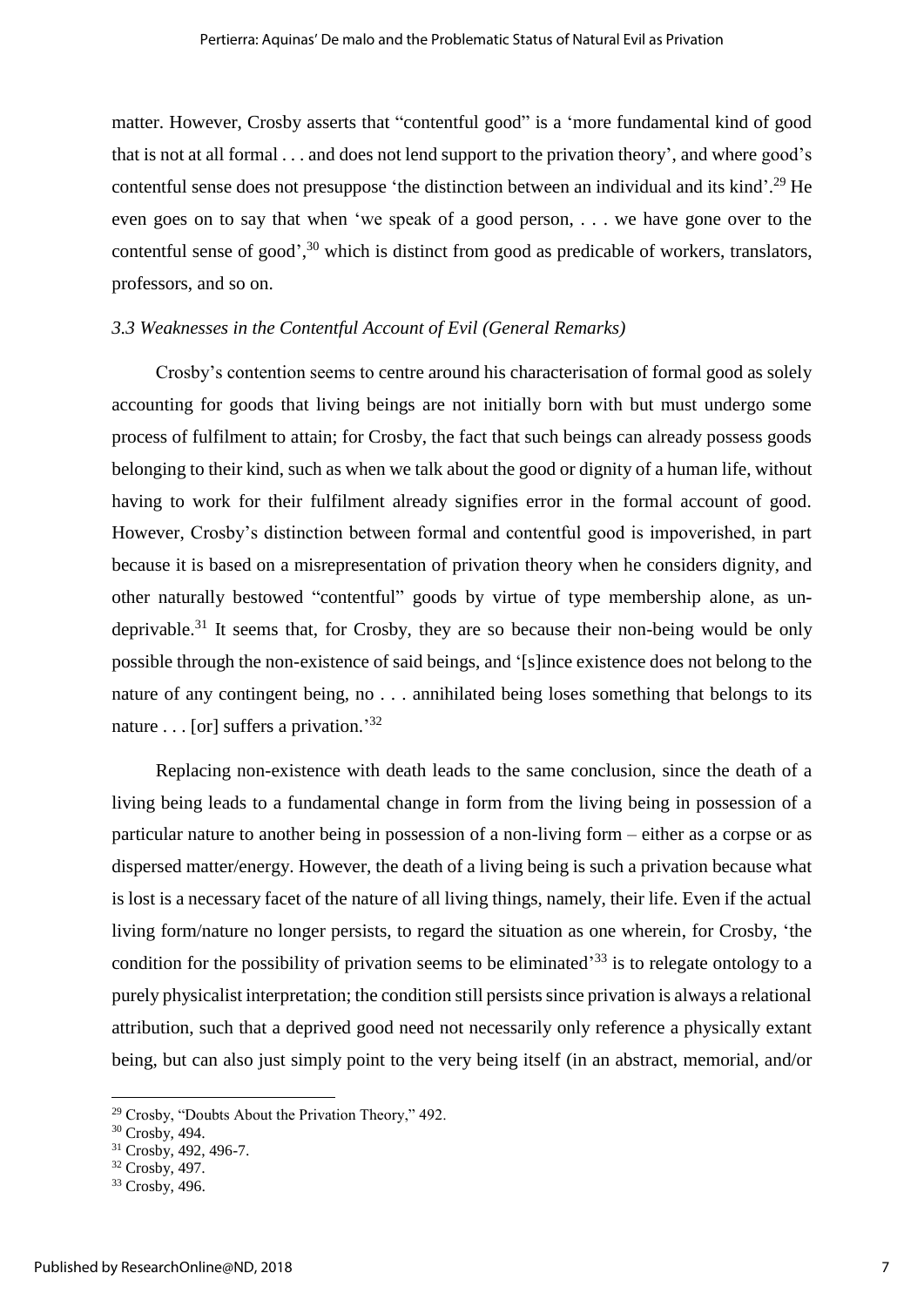matter. However, Crosby asserts that "contentful good" is a 'more fundamental kind of good that is not at all formal . . . and does not lend support to the privation theory', and where good's contentful sense does not presuppose 'the distinction between an individual and its kind'.[29] He even goes on to say that when 'we speak of a good person, . . . we have gone over to the contentful sense of good',[30] which is distinct from good as predicable of workers, translators, professors, and so on.

### *3.3 Weaknesses in the Contentful Account of Evil (General Remarks)*

Crosby's contention seems to centre around his characterisation of formal good as solely accounting for goods that living beings are not initially born with but must undergo some process of fulfilment to attain; for Crosby, the fact that such beings can already possess goods belonging to their kind, such as when we talk about the good or dignity of a human life, without having to work for their fulfilment already signifies error in the formal account of good. However, Crosby's distinction between formal and contentful good is impoverished, in part because it is based on a misrepresentation of privation theory when he considers dignity, and other naturally bestowed "contentful" goods by virtue of type membership alone, as un-deprivable.[31] It seems that, for Crosby, they are so because their non-being would be only possible through the non-existence of said beings, and '[s]ince existence does not belong to the nature of any contingent being, no . . . annihilated being loses something that belongs to its nature . . . [or] suffers a privation.'[32]

Replacing non-existence with death leads to the same conclusion, since the death of a living being leads to a fundamental change in form from the living being in possession of a particular nature to another being in possession of a non-living form – either as a corpse or as dispersed matter/energy. However, the death of a living being is such a privation because what is lost is a necessary facet of the nature of all living things, namely, their life. Even if the actual living form/nature no longer persists, to regard the situation as one wherein, for Crosby, 'the condition for the possibility of privation seems to be eliminated'[33] is to relegate ontology to a purely physicalist interpretation; the condition still persists since privation is always a relational attribution, such that a deprived good need not necessarily only reference a physically extant being, but can also just simply point to the very being itself (in an abstract, memorial, and/or

---

[29] Crosby, "Doubts About the Privation Theory," 492.

[30] Crosby, 494.

[31] Crosby, 492, 496-7.

[32] Crosby, 497.

[33] Crosby, 496.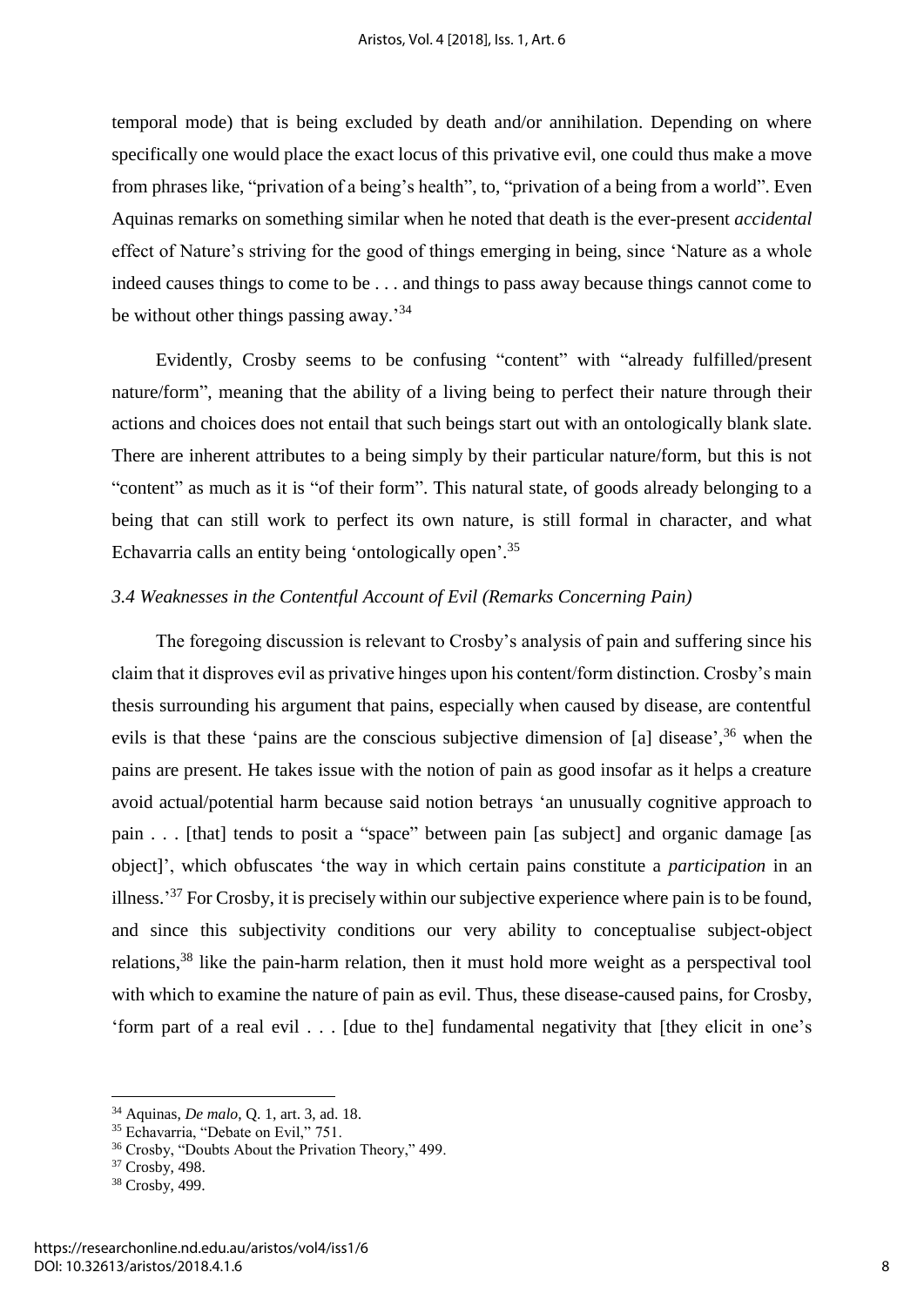temporal mode) that is being excluded by death and/or annihilation. Depending on where specifically one would place the exact locus of this privative evil, one could thus make a move from phrases like, "privation of a being's health", to, "privation of a being from a world". Even Aquinas remarks on something similar when he noted that death is the ever-present *accidental* effect of Nature's striving for the good of things emerging in being, since 'Nature as a whole indeed causes things to come to be . . . and things to pass away because things cannot come to be without other things passing away.'[34]

Evidently, Crosby seems to be confusing "content" with "already fulfilled/present nature/form", meaning that the ability of a living being to perfect their nature through their actions and choices does not entail that such beings start out with an ontologically blank slate. There are inherent attributes to a being simply by their particular nature/form, but this is not "content" as much as it is "of their form". This natural state, of goods already belonging to a being that can still work to perfect its own nature, is still formal in character, and what Echavarria calls an entity being 'ontologically open'.[35]

### *3.4 Weaknesses in the Contentful Account of Evil (Remarks Concerning Pain)*

The foregoing discussion is relevant to Crosby's analysis of pain and suffering since his claim that it disproves evil as privative hinges upon his content/form distinction. Crosby's main thesis surrounding his argument that pains, especially when caused by disease, are contentful evils is that these 'pains are the conscious subjective dimension of [a] disease',[36] when the pains are present. He takes issue with the notion of pain as good insofar as it helps a creature avoid actual/potential harm because said notion betrays 'an unusually cognitive approach to pain . . . [that] tends to posit a "space" between pain [as subject] and organic damage [as object]', which obfuscates 'the way in which certain pains constitute a *participation* in an illness.'[37] For Crosby, it is precisely within our subjective experience where pain is to be found, and since this subjectivity conditions our very ability to conceptualise subject-object relations,[38] like the pain-harm relation, then it must hold more weight as a perspectival tool with which to examine the nature of pain as evil. Thus, these disease-caused pains, for Crosby, 'form part of a real evil . . . [due to the] fundamental negativity that [they elicit in one's

---

[34] Aquinas, *De malo*, Q. 1, art. 3, ad. 18.

[35] Echavarria, "Debate on Evil," 751.

[36] Crosby, "Doubts About the Privation Theory," 499.

[37] Crosby, 498.

[38] Crosby, 499.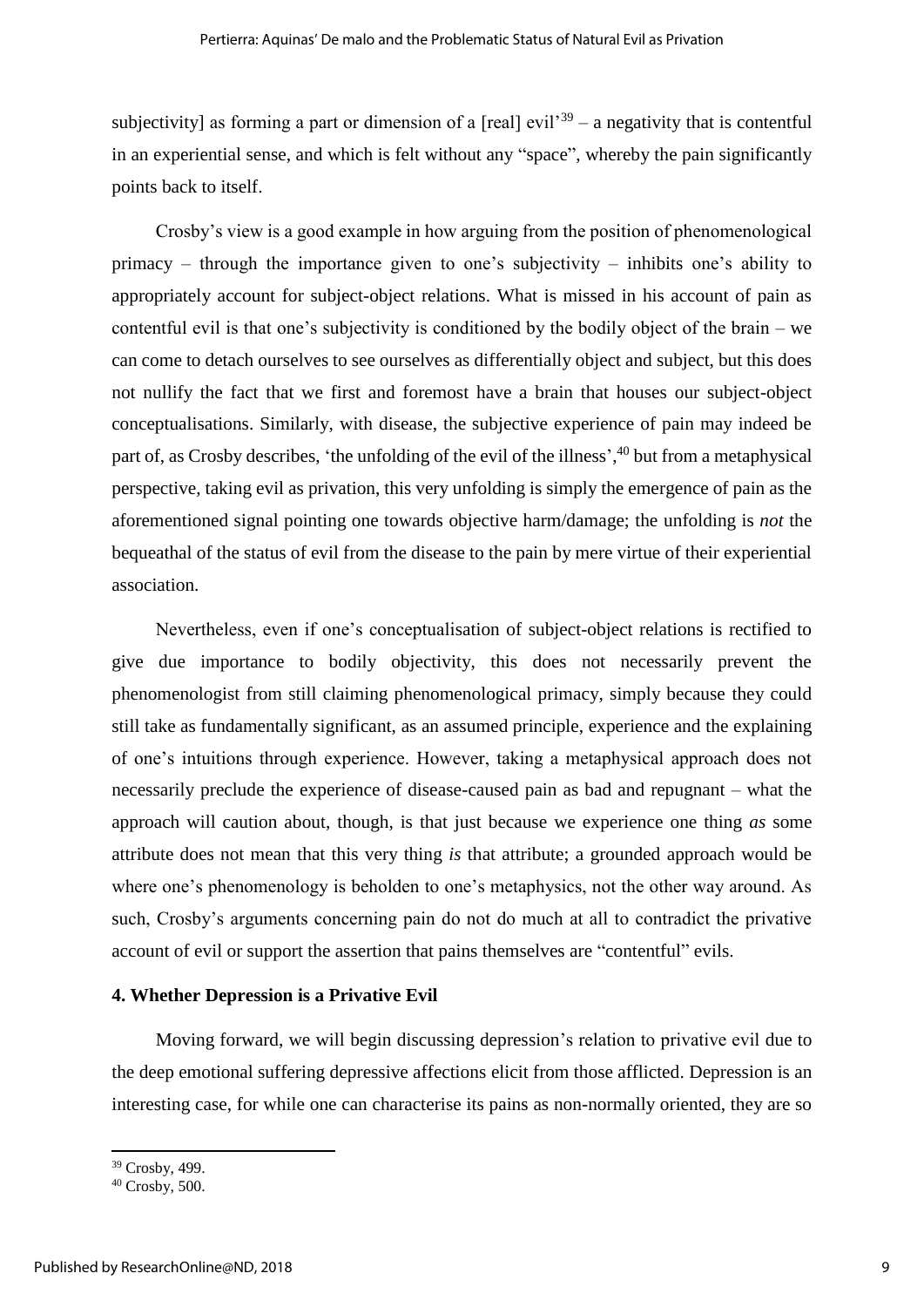subjectivity] as forming a part or dimension of a [real] evil'[39] – a negativity that is contentful in an experiential sense, and which is felt without any "space", whereby the pain significantly points back to itself.

Crosby's view is a good example in how arguing from the position of phenomenological primacy – through the importance given to one's subjectivity – inhibits one's ability to appropriately account for subject-object relations. What is missed in his account of pain as contentful evil is that one's subjectivity is conditioned by the bodily object of the brain – we can come to detach ourselves to see ourselves as differentially object and subject, but this does not nullify the fact that we first and foremost have a brain that houses our subject-object conceptualisations. Similarly, with disease, the subjective experience of pain may indeed be part of, as Crosby describes, 'the unfolding of the evil of the illness',[40] but from a metaphysical perspective, taking evil as privation, this very unfolding is simply the emergence of pain as the aforementioned signal pointing one towards objective harm/damage; the unfolding is *not* the bequeathal of the status of evil from the disease to the pain by mere virtue of their experiential association.

Nevertheless, even if one's conceptualisation of subject-object relations is rectified to give due importance to bodily objectivity, this does not necessarily prevent the phenomenologist from still claiming phenomenological primacy, simply because they could still take as fundamentally significant, as an assumed principle, experience and the explaining of one's intuitions through experience. However, taking a metaphysical approach does not necessarily preclude the experience of disease-caused pain as bad and repugnant – what the approach will caution about, though, is that just because we experience one thing *as* some attribute does not mean that this very thing *is* that attribute; a grounded approach would be where one's phenomenology is beholden to one's metaphysics, not the other way around. As such, Crosby's arguments concerning pain do not do much at all to contradict the privative account of evil or support the assertion that pains themselves are "contentful" evils.

## 4. Whether Depression is a Privative Evil

Moving forward, we will begin discussing depression's relation to privative evil due to the deep emotional suffering depressive affections elicit from those afflicted. Depression is an interesting case, for while one can characterise its pains as non-normally oriented, they are so

---

[39] Crosby, 499.

[40] Crosby, 500.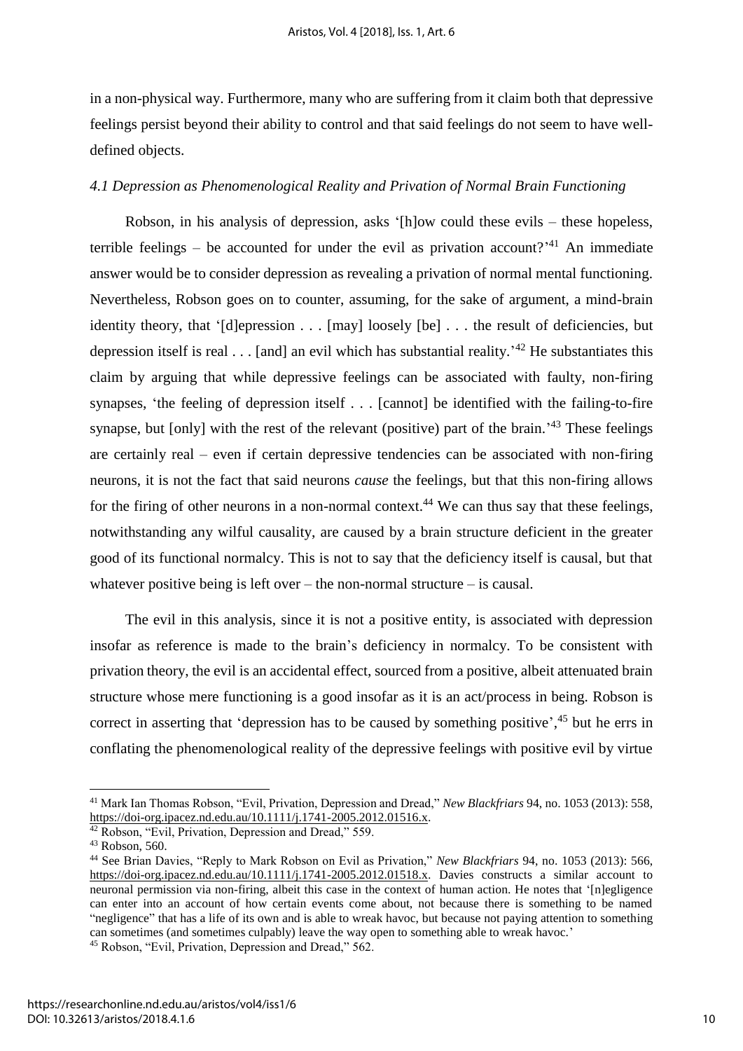in a non-physical way. Furthermore, many who are suffering from it claim both that depressive feelings persist beyond their ability to control and that said feelings do not seem to have well-defined objects.

### *4.1 Depression as Phenomenological Reality and Privation of Normal Brain Functioning*

Robson, in his analysis of depression, asks '[h]ow could these evils – these hopeless, terrible feelings – be accounted for under the evil as privation account?'[41] An immediate answer would be to consider depression as revealing a privation of normal mental functioning. Nevertheless, Robson goes on to counter, assuming, for the sake of argument, a mind-brain identity theory, that '[d]epression . . . [may] loosely [be] . . . the result of deficiencies, but depression itself is real . . . [and] an evil which has substantial reality.'[42] He substantiates this claim by arguing that while depressive feelings can be associated with faulty, non-firing synapses, 'the feeling of depression itself . . . [cannot] be identified with the failing-to-fire synapse, but [only] with the rest of the relevant (positive) part of the brain.'[43] These feelings are certainly real – even if certain depressive tendencies can be associated with non-firing neurons, it is not the fact that said neurons *cause* the feelings, but that this non-firing allows for the firing of other neurons in a non-normal context.[44] We can thus say that these feelings, notwithstanding any wilful causality, are caused by a brain structure deficient in the greater good of its functional normalcy. This is not to say that the deficiency itself is causal, but that whatever positive being is left over – the non-normal structure – is causal.

The evil in this analysis, since it is not a positive entity, is associated with depression insofar as reference is made to the brain's deficiency in normalcy. To be consistent with privation theory, the evil is an accidental effect, sourced from a positive, albeit attenuated brain structure whose mere functioning is a good insofar as it is an act/process in being. Robson is correct in asserting that 'depression has to be caused by something positive',[45] but he errs in conflating the phenomenological reality of the depressive feelings with positive evil by virtue

---

[41] Mark Ian Thomas Robson, "Evil, Privation, Depression and Dread," *New Blackfriars* 94, no. 1053 (2013): 558, https://doi-org.ipacez.nd.edu.au/10.1111/j.1741-2005.2012.01516.x.

[42] Robson, "Evil, Privation, Depression and Dread," 559.

[43] Robson, 560.

[44] See Brian Davies, "Reply to Mark Robson on Evil as Privation," *New Blackfriars* 94, no. 1053 (2013): 566, https://doi-org.ipacez.nd.edu.au/10.1111/j.1741-2005.2012.01518.x. Davies constructs a similar account to neuronal permission via non-firing, albeit this case in the context of human action. He notes that '[n]egligence can enter into an account of how certain events come about, not because there is something to be named "negligence" that has a life of its own and is able to wreak havoc, but because not paying attention to something can sometimes (and sometimes culpably) leave the way open to something able to wreak havoc.'

[45] Robson, "Evil, Privation, Depression and Dread," 562.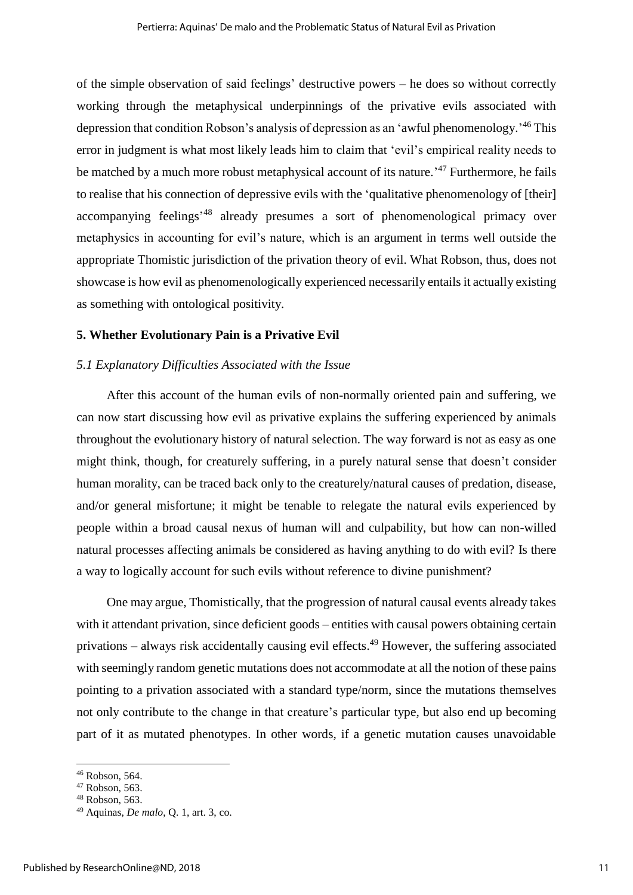of the simple observation of said feelings' destructive powers – he does so without correctly working through the metaphysical underpinnings of the privative evils associated with depression that condition Robson's analysis of depression as an 'awful phenomenology.'[46] This error in judgment is what most likely leads him to claim that 'evil's empirical reality needs to be matched by a much more robust metaphysical account of its nature.'[47] Furthermore, he fails to realise that his connection of depressive evils with the 'qualitative phenomenology of [their] accompanying feelings'[48] already presumes a sort of phenomenological primacy over metaphysics in accounting for evil's nature, which is an argument in terms well outside the appropriate Thomistic jurisdiction of the privation theory of evil. What Robson, thus, does not showcase is how evil as phenomenologically experienced necessarily entails it actually existing as something with ontological positivity.

## 5. Whether Evolutionary Pain is a Privative Evil

### *5.1 Explanatory Difficulties Associated with the Issue*

After this account of the human evils of non-normally oriented pain and suffering, we can now start discussing how evil as privative explains the suffering experienced by animals throughout the evolutionary history of natural selection. The way forward is not as easy as one might think, though, for creaturely suffering, in a purely natural sense that doesn't consider human morality, can be traced back only to the creaturely/natural causes of predation, disease, and/or general misfortune; it might be tenable to relegate the natural evils experienced by people within a broad causal nexus of human will and culpability, but how can non-willed natural processes affecting animals be considered as having anything to do with evil? Is there a way to logically account for such evils without reference to divine punishment?

One may argue, Thomistically, that the progression of natural causal events already takes with it attendant privation, since deficient goods – entities with causal powers obtaining certain privations – always risk accidentally causing evil effects.[49] However, the suffering associated with seemingly random genetic mutations does not accommodate at all the notion of these pains pointing to a privation associated with a standard type/norm, since the mutations themselves not only contribute to the change in that creature's particular type, but also end up becoming part of it as mutated phenotypes. In other words, if a genetic mutation causes unavoidable

---

[46] Robson, 564.

[47] Robson, 563.

[48] Robson, 563.

[49] Aquinas, *De malo*, Q. 1, art. 3, co.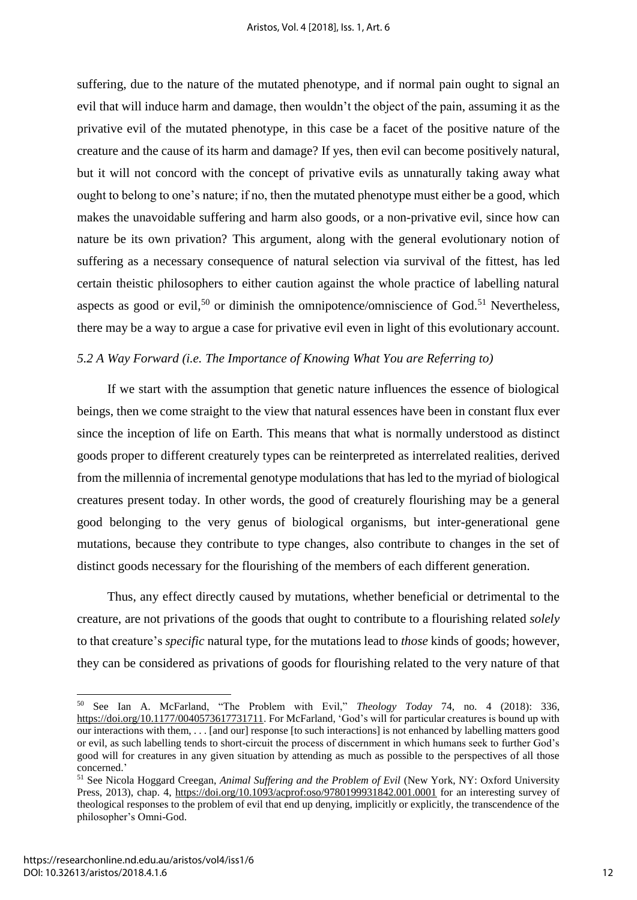suffering, due to the nature of the mutated phenotype, and if normal pain ought to signal an evil that will induce harm and damage, then wouldn't the object of the pain, assuming it as the privative evil of the mutated phenotype, in this case be a facet of the positive nature of the creature and the cause of its harm and damage? If yes, then evil can become positively natural, but it will not concord with the concept of privative evils as unnaturally taking away what ought to belong to one's nature; if no, then the mutated phenotype must either be a good, which makes the unavoidable suffering and harm also goods, or a non-privative evil, since how can nature be its own privation? This argument, along with the general evolutionary notion of suffering as a necessary consequence of natural selection via survival of the fittest, has led certain theistic philosophers to either caution against the whole practice of labelling natural aspects as good or evil,[50] or diminish the omnipotence/omniscience of God.[51] Nevertheless, there may be a way to argue a case for privative evil even in light of this evolutionary account.

### *5.2 A Way Forward (i.e. The Importance of Knowing What You are Referring to)*

If we start with the assumption that genetic nature influences the essence of biological beings, then we come straight to the view that natural essences have been in constant flux ever since the inception of life on Earth. This means that what is normally understood as distinct goods proper to different creaturely types can be reinterpreted as interrelated realities, derived from the millennia of incremental genotype modulations that has led to the myriad of biological creatures present today. In other words, the good of creaturely flourishing may be a general good belonging to the very genus of biological organisms, but inter-generational gene mutations, because they contribute to type changes, also contribute to changes in the set of distinct goods necessary for the flourishing of the members of each different generation.

Thus, any effect directly caused by mutations, whether beneficial or detrimental to the creature, are not privations of the goods that ought to contribute to a flourishing related *solely* to that creature's *specific* natural type, for the mutations lead to *those* kinds of goods; however, they can be considered as privations of goods for flourishing related to the very nature of that

---

[50] See Ian A. McFarland, "The Problem with Evil," *Theology Today* 74, no. 4 (2018): 336, https://doi.org/10.1177/0040573617731711. For McFarland, 'God's will for particular creatures is bound up with our interactions with them, . . . [and our] response [to such interactions] is not enhanced by labelling matters good or evil, as such labelling tends to short-circuit the process of discernment in which humans seek to further God's good will for creatures in any given situation by attending as much as possible to the perspectives of all those concerned.'

[51] See Nicola Hoggard Creegan, *Animal Suffering and the Problem of Evil* (New York, NY: Oxford University Press, 2013), chap. 4, https://doi.org/10.1093/acprof:oso/9780199931842.001.0001 for an interesting survey of theological responses to the problem of evil that end up denying, implicitly or explicitly, the transcendence of the philosopher's Omni-God.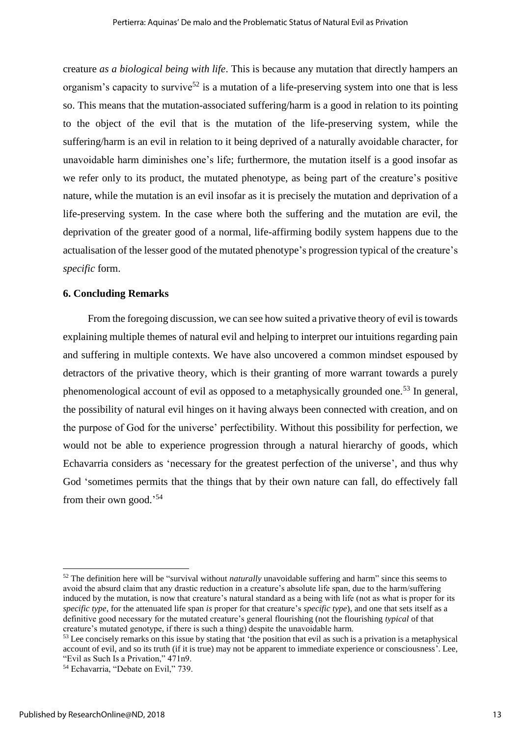creature *as a biological being with life*. This is because any mutation that directly hampers an organism's capacity to survive[52] is a mutation of a life-preserving system into one that is less so. This means that the mutation-associated suffering/harm is a good in relation to its pointing to the object of the evil that is the mutation of the life-preserving system, while the suffering/harm is an evil in relation to it being deprived of a naturally avoidable character, for unavoidable harm diminishes one's life; furthermore, the mutation itself is a good insofar as we refer only to its product, the mutated phenotype, as being part of the creature's positive nature, while the mutation is an evil insofar as it is precisely the mutation and deprivation of a life-preserving system. In the case where both the suffering and the mutation are evil, the deprivation of the greater good of a normal, life-affirming bodily system happens due to the actualisation of the lesser good of the mutated phenotype's progression typical of the creature's *specific* form.

## 6. Concluding Remarks

From the foregoing discussion, we can see how suited a privative theory of evil is towards explaining multiple themes of natural evil and helping to interpret our intuitions regarding pain and suffering in multiple contexts. We have also uncovered a common mindset espoused by detractors of the privative theory, which is their granting of more warrant towards a purely phenomenological account of evil as opposed to a metaphysically grounded one.[53] In general, the possibility of natural evil hinges on it having always been connected with creation, and on the purpose of God for the universe' perfectibility. Without this possibility for perfection, we would not be able to experience progression through a natural hierarchy of goods, which Echavarria considers as 'necessary for the greatest perfection of the universe', and thus why God 'sometimes permits that the things that by their own nature can fall, do effectively fall from their own good.'[54]

---

[52] The definition here will be "survival without *naturally* unavoidable suffering and harm" since this seems to avoid the absurd claim that any drastic reduction in a creature's absolute life span, due to the harm/suffering induced by the mutation, is now that creature's natural standard as a being with life (not as what is proper for its *specific type*, for the attenuated life span *is* proper for that creature's *specific type*), and one that sets itself as a definitive good necessary for the mutated creature's general flourishing (not the flourishing *typical* of that creature's mutated genotype, if there is such a thing) despite the unavoidable harm.

[53] Lee concisely remarks on this issue by stating that 'the position that evil as such is a privation is a metaphysical account of evil, and so its truth (if it is true) may not be apparent to immediate experience or consciousness'. Lee, "Evil as Such Is a Privation," 471n9.

[54] Echavarria, "Debate on Evil," 739.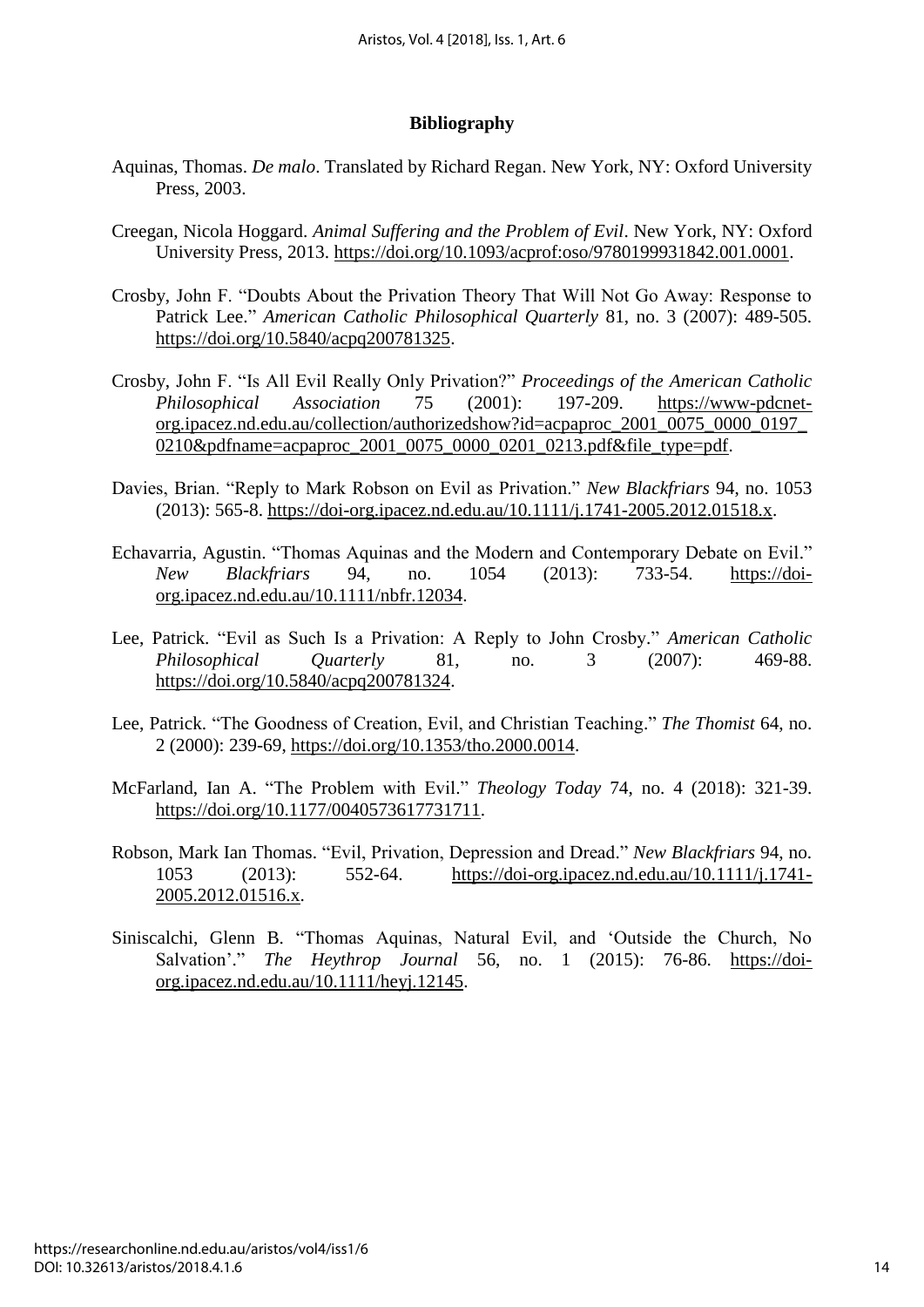## Bibliography

Aquinas, Thomas. *De malo*. Translated by Richard Regan. New York, NY: Oxford University Press, 2003.

Creegan, Nicola Hoggard. *Animal Suffering and the Problem of Evil*. New York, NY: Oxford University Press, 2013. https://doi.org/10.1093/acprof:oso/9780199931842.001.0001.

Crosby, John F. "Doubts About the Privation Theory That Will Not Go Away: Response to Patrick Lee." *American Catholic Philosophical Quarterly* 81, no. 3 (2007): 489-505. https://doi.org/10.5840/acpq200781325.

Crosby, John F. "Is All Evil Really Only Privation?" *Proceedings of the American Catholic Philosophical Association* 75 (2001): 197-209. https://www-pdcnet-org.ipacez.nd.edu.au/collection/authorizedshow?id=acpaproc_2001_0075_0000_0197_0210&pdfname=acpaproc_2001_0075_0000_0201_0213.pdf&file_type=pdf.

Davies, Brian. "Reply to Mark Robson on Evil as Privation." *New Blackfriars* 94, no. 1053 (2013): 565-8. https://doi-org.ipacez.nd.edu.au/10.1111/j.1741-2005.2012.01518.x.

Echavarria, Agustin. "Thomas Aquinas and the Modern and Contemporary Debate on Evil." *New Blackfriars* 94, no. 1054 (2013): 733-54. https://doi-org.ipacez.nd.edu.au/10.1111/nbfr.12034.

Lee, Patrick. "Evil as Such Is a Privation: A Reply to John Crosby." *American Catholic Philosophical Quarterly* 81, no. 3 (2007): 469-88. https://doi.org/10.5840/acpq200781324.

Lee, Patrick. "The Goodness of Creation, Evil, and Christian Teaching." *The Thomist* 64, no. 2 (2000): 239-69, https://doi.org/10.1353/tho.2000.0014.

McFarland, Ian A. "The Problem with Evil." *Theology Today* 74, no. 4 (2018): 321-39. https://doi.org/10.1177/0040573617731711.

Robson, Mark Ian Thomas. "Evil, Privation, Depression and Dread." *New Blackfriars* 94, no. 1053 (2013): 552-64. https://doi-org.ipacez.nd.edu.au/10.1111/j.1741-2005.2012.01516.x.

Siniscalchi, Glenn B. "Thomas Aquinas, Natural Evil, and 'Outside the Church, No Salvation'." *The Heythrop Journal* 56, no. 1 (2015): 76-86. https://doi-org.ipacez.nd.edu.au/10.1111/heyj.12145.